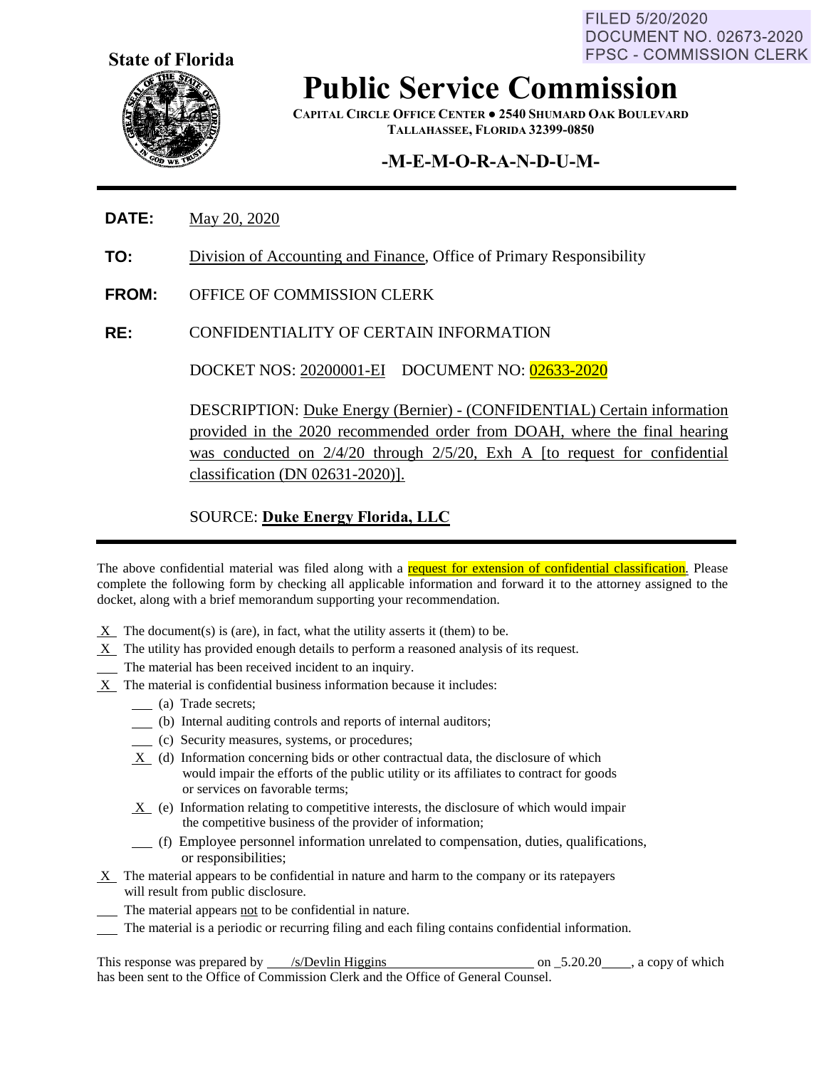FILED 5/20/2020
DOCUMENT NO. 02673-2020
FPSC - COMMISSION CLERK

**State of Florida**

# Public Service Commission

**CAPITAL CIRCLE OFFICE CENTER ● 2540 SHUMARD OAK BOULEVARD**
**TALLAHASSEE, FLORIDA 32399-0850**

## -M-E-M-O-R-A-N-D-U-M-

**DATE:** May 20, 2020

**TO:** Division of Accounting and Finance, Office of Primary Responsibility

**FROM:** OFFICE OF COMMISSION CLERK

**RE:** CONFIDENTIALITY OF CERTAIN INFORMATION

DOCKET NOS: 20200001-EI DOCUMENT NO: 02633-2020

DESCRIPTION: Duke Energy (Bernier) - (CONFIDENTIAL) Certain information provided in the 2020 recommended order from DOAH, where the final hearing was conducted on 2/4/20 through 2/5/20, Exh A [to request for confidential classification (DN 02631-2020)].

SOURCE: **Duke Energy Florida, LLC**

---

The above confidential material was filed along with a request for extension of confidential classification. Please complete the following form by checking all applicable information and forward it to the attorney assigned to the docket, along with a brief memorandum supporting your recommendation.

_X_ The document(s) is (are), in fact, what the utility asserts it (them) to be.
_X_ The utility has provided enough details to perform a reasoned analysis of its request.
___ The material has been received incident to an inquiry.
_X_ The material is confidential business information because it includes:
- ___ (a) Trade secrets;
- ___ (b) Internal auditing controls and reports of internal auditors;
- ___ (c) Security measures, systems, or procedures;
- _X_ (d) Information concerning bids or other contractual data, the disclosure of which would impair the efforts of the public utility or its affiliates to contract for goods or services on favorable terms;
- _X_ (e) Information relating to competitive interests, the disclosure of which would impair the competitive business of the provider of information;
- ___ (f) Employee personnel information unrelated to compensation, duties, qualifications, or responsibilities;

_X_ The material appears to be confidential in nature and harm to the company or its ratepayers will result from public disclosure.
___ The material appears not to be confidential in nature.
___ The material is a periodic or recurring filing and each filing contains confidential information.

This response was prepared by /s/Devlin Higgins on 5.20.20, a copy of which has been sent to the Office of Commission Clerk and the Office of General Counsel.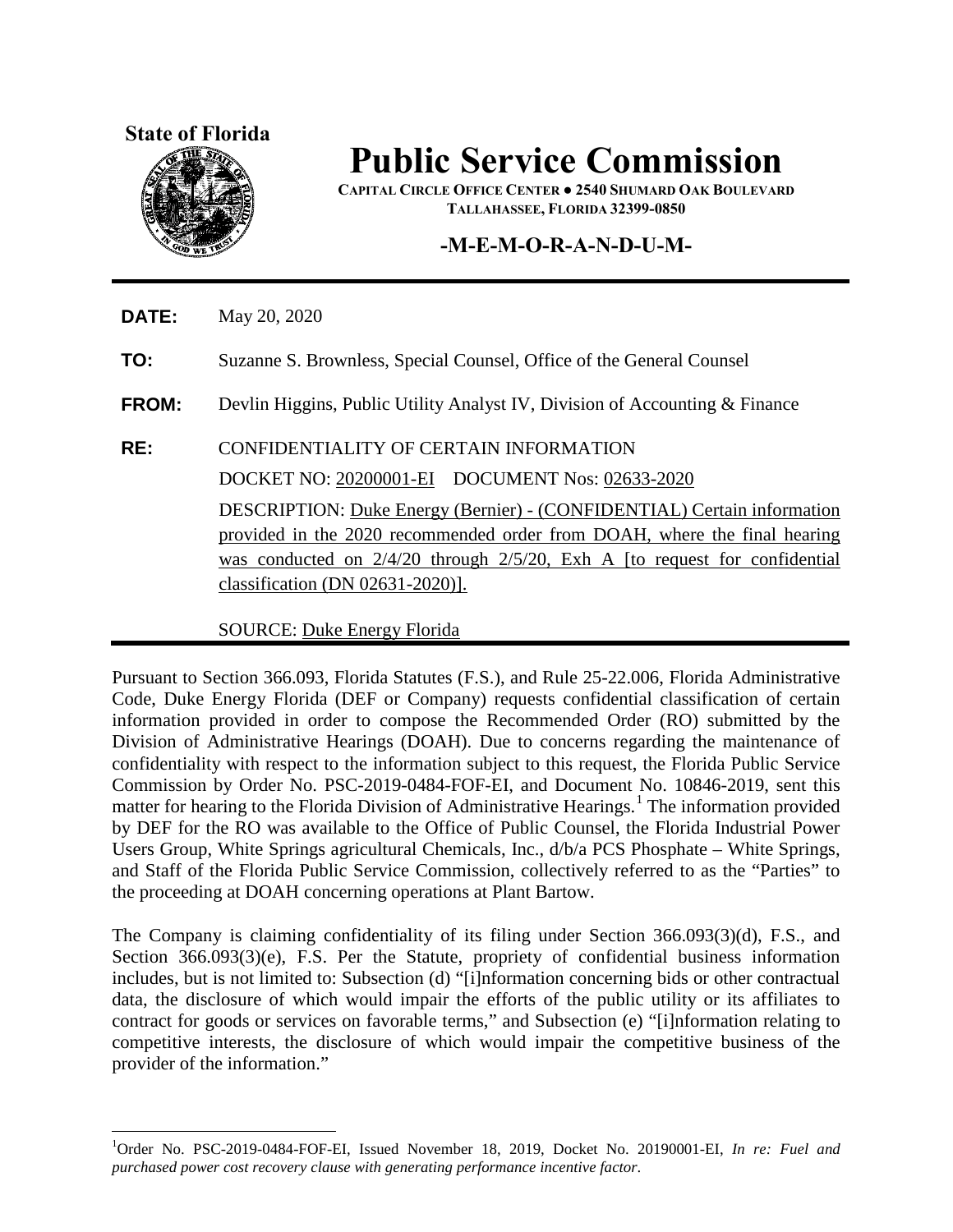State of Florida

# Public Service Commission

**CAPITAL CIRCLE OFFICE CENTER ● 2540 SHUMARD OAK BOULEVARD**
**TALLAHASSEE, FLORIDA 32399-0850**

## -M-E-M-O-R-A-N-D-U-M-

**DATE:** May 20, 2020

**TO:** Suzanne S. Brownless, Special Counsel, Office of the General Counsel

**FROM:** Devlin Higgins, Public Utility Analyst IV, Division of Accounting & Finance

**RE:** CONFIDENTIALITY OF CERTAIN INFORMATION

DOCKET NO: 20200001-EI    DOCUMENT Nos: 02633-2020

DESCRIPTION: Duke Energy (Bernier) - (CONFIDENTIAL) Certain information provided in the 2020 recommended order from DOAH, where the final hearing was conducted on 2/4/20 through 2/5/20, Exh A [to request for confidential classification (DN 02631-2020)].

SOURCE: Duke Energy Florida

Pursuant to Section 366.093, Florida Statutes (F.S.), and Rule 25-22.006, Florida Administrative Code, Duke Energy Florida (DEF or Company) requests confidential classification of certain information provided in order to compose the Recommended Order (RO) submitted by the Division of Administrative Hearings (DOAH). Due to concerns regarding the maintenance of confidentiality with respect to the information subject to this request, the Florida Public Service Commission by Order No. PSC-2019-0484-FOF-EI, and Document No. 10846-2019, sent this matter for hearing to the Florida Division of Administrative Hearings.[1] The information provided by DEF for the RO was available to the Office of Public Counsel, the Florida Industrial Power Users Group, White Springs agricultural Chemicals, Inc., d/b/a PCS Phosphate – White Springs, and Staff of the Florida Public Service Commission, collectively referred to as the "Parties" to the proceeding at DOAH concerning operations at Plant Bartow.

The Company is claiming confidentiality of its filing under Section 366.093(3)(d), F.S., and Section 366.093(3)(e), F.S. Per the Statute, propriety of confidential business information includes, but is not limited to: Subsection (d) "[i]nformation concerning bids or other contractual data, the disclosure of which would impair the efforts of the public utility or its affiliates to contract for goods or services on favorable terms," and Subsection (e) "[i]nformation relating to competitive interests, the disclosure of which would impair the competitive business of the provider of the information."

---

[1] Order No. PSC-2019-0484-FOF-EI, Issued November 18, 2019, Docket No. 20190001-EI, *In re: Fuel and purchased power cost recovery clause with generating performance incentive factor*.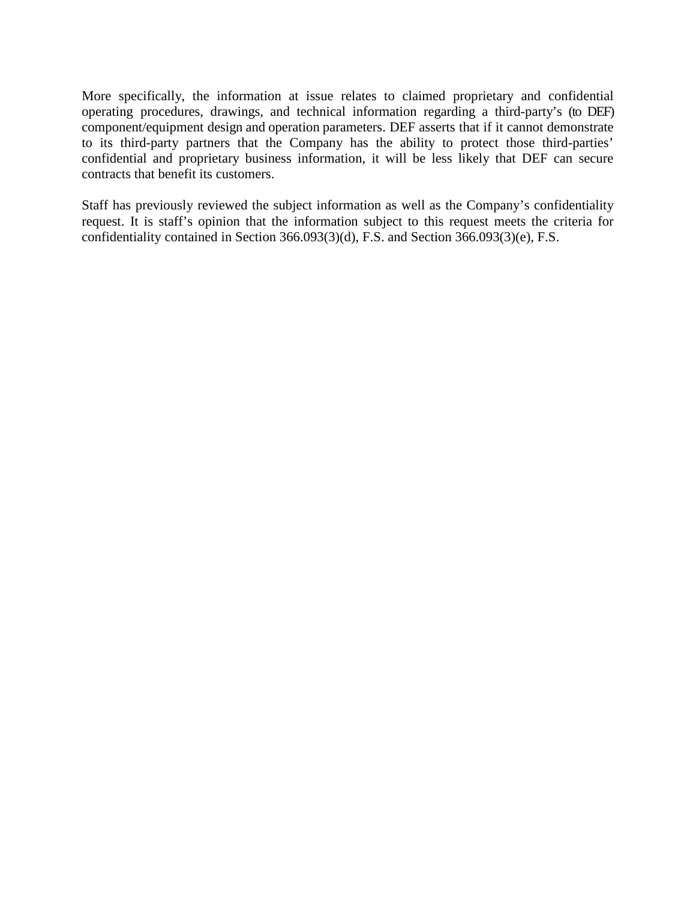More specifically, the information at issue relates to claimed proprietary and confidential operating procedures, drawings, and technical information regarding a third-party's (to DEF) component/equipment design and operation parameters. DEF asserts that if it cannot demonstrate to its third-party partners that the Company has the ability to protect those third-parties' confidential and proprietary business information, it will be less likely that DEF can secure contracts that benefit its customers.

Staff has previously reviewed the subject information as well as the Company's confidentiality request. It is staff's opinion that the information subject to this request meets the criteria for confidentiality contained in Section 366.093(3)(d), F.S. and Section 366.093(3)(e), F.S.